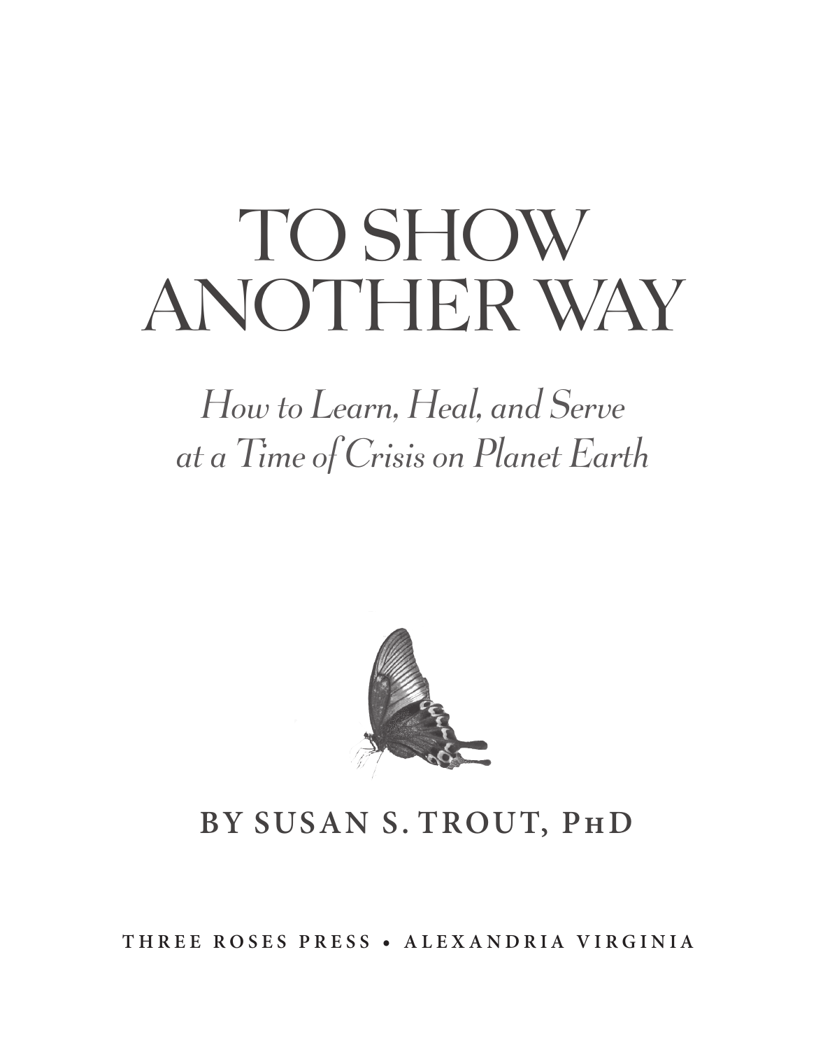# TO SHOW ANOTHER WAY

*How to Learn, Heal, and Serve at a Time of Crisis on Planet Earth*

**BY SUSAN S. TROUT, PhD**

THREE ROSES PRESS • ALEXANDRIA VIRGINIA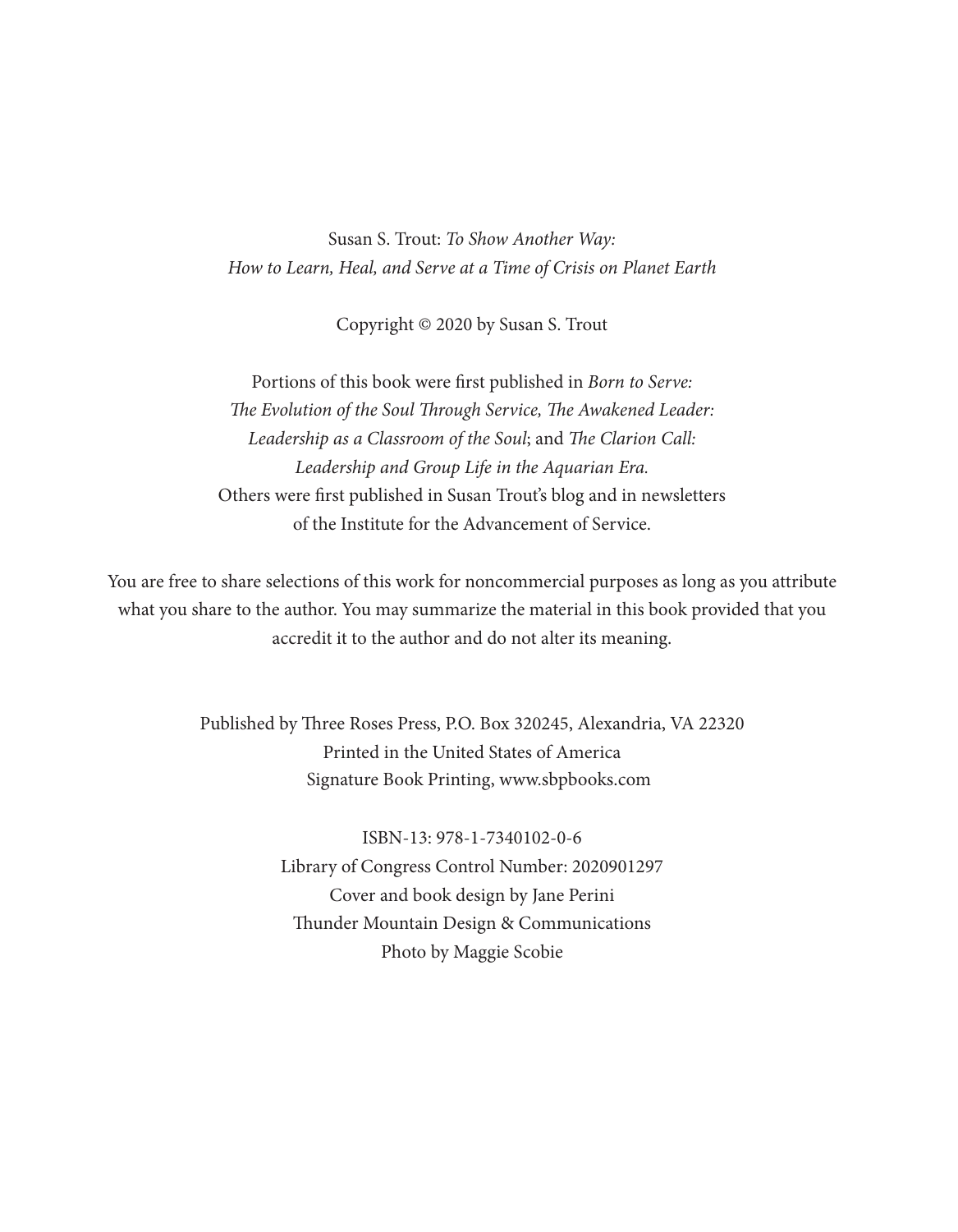Susan S. Trout: *To Show Another Way: How to Learn, Heal, and Serve at a Time of Crisis on Planet Earth*

Copyright © 2020 by Susan S. Trout

Portions of this book were first published in *Born to Serve: The Evolution of the Soul Through Service, The Awakened Leader: Leadership as a Classroom of the Soul*; and *The Clarion Call: Leadership and Group Life in the Aquarian Era.* Others were first published in Susan Trout's blog and in newsletters of the Institute for the Advancement of Service.

You are free to share selections of this work for noncommercial purposes as long as you attribute what you share to the author. You may summarize the material in this book provided that you accredit it to the author and do not alter its meaning.

Published by Three Roses Press, P.O. Box 320245, Alexandria, VA 22320
Printed in the United States of America
Signature Book Printing, www.sbpbooks.com

ISBN-13: 978-1-7340102-0-6
Library of Congress Control Number: 2020901297
Cover and book design by Jane Perini
Thunder Mountain Design & Communications
Photo by Maggie Scobie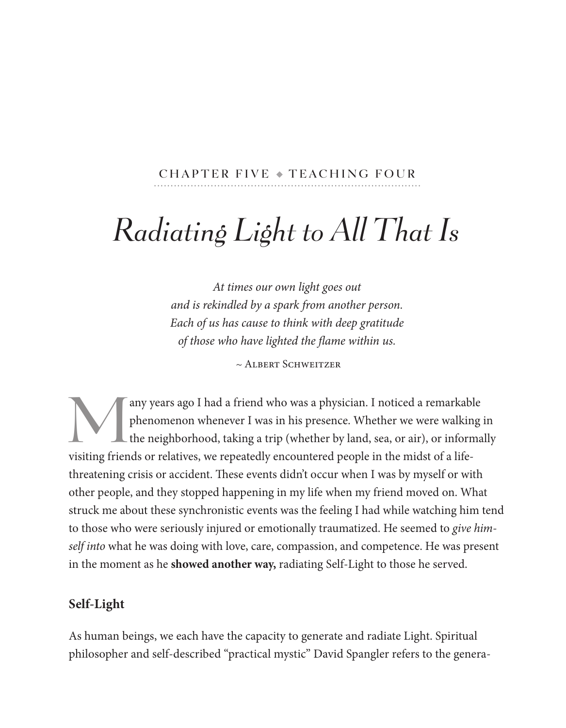CHAPTER FIVE ◆ TEACHING FOUR

# *Radiating Light to All That Is*

*At times our own light goes out*
*and is rekindled by a spark from another person.*
*Each of us has cause to think with deep gratitude*
*of those who have lighted the flame within us.*

~ Albert Schweitzer

Many years ago I had a friend who was a physician. I noticed a remarkable phenomenon whenever I was in his presence. Whether we were walking in the neighborhood, taking a trip (whether by land, sea, or air), or informally visiting friends or relatives, we repeatedly encountered people in the midst of a life-threatening crisis or accident. These events didn't occur when I was by myself or with other people, and they stopped happening in my life when my friend moved on. What struck me about these synchronistic events was the feeling I had while watching him tend to those who were seriously injured or emotionally traumatized. He seemed to *give himself into* what he was doing with love, care, compassion, and competence. He was present in the moment as he **showed another way,** radiating Self-Light to those he served.

## Self-Light

As human beings, we each have the capacity to generate and radiate Light. Spiritual philosopher and self-described "practical mystic" David Spangler refers to the genera-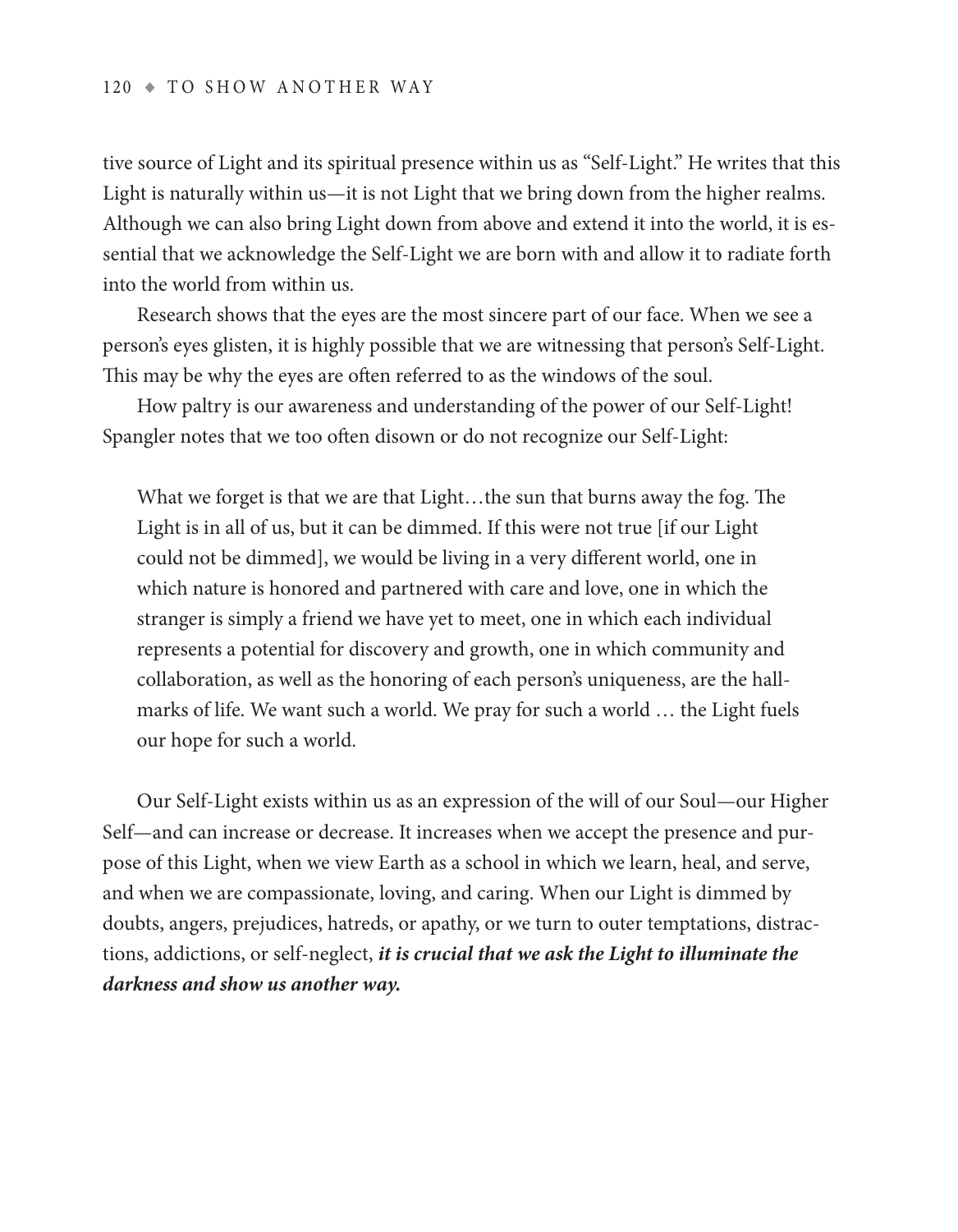tive source of Light and its spiritual presence within us as "Self-Light." He writes that this Light is naturally within us—it is not Light that we bring down from the higher realms. Although we can also bring Light down from above and extend it into the world, it is essential that we acknowledge the Self-Light we are born with and allow it to radiate forth into the world from within us.

Research shows that the eyes are the most sincere part of our face. When we see a person's eyes glisten, it is highly possible that we are witnessing that person's Self-Light. This may be why the eyes are often referred to as the windows of the soul.

How paltry is our awareness and understanding of the power of our Self-Light! Spangler notes that we too often disown or do not recognize our Self-Light:

> What we forget is that we are that Light…the sun that burns away the fog. The Light is in all of us, but it can be dimmed. If this were not true [if our Light could not be dimmed], we would be living in a very different world, one in which nature is honored and partnered with care and love, one in which the stranger is simply a friend we have yet to meet, one in which each individual represents a potential for discovery and growth, one in which community and collaboration, as well as the honoring of each person's uniqueness, are the hallmarks of life. We want such a world. We pray for such a world … the Light fuels our hope for such a world.

Our Self-Light exists within us as an expression of the will of our Soul—our Higher Self—and can increase or decrease. It increases when we accept the presence and purpose of this Light, when we view Earth as a school in which we learn, heal, and serve, and when we are compassionate, loving, and caring. When our Light is dimmed by doubts, angers, prejudices, hatreds, or apathy, or we turn to outer temptations, distractions, addictions, or self-neglect, ***it is crucial that we ask the Light to illuminate the darkness and show us another way.***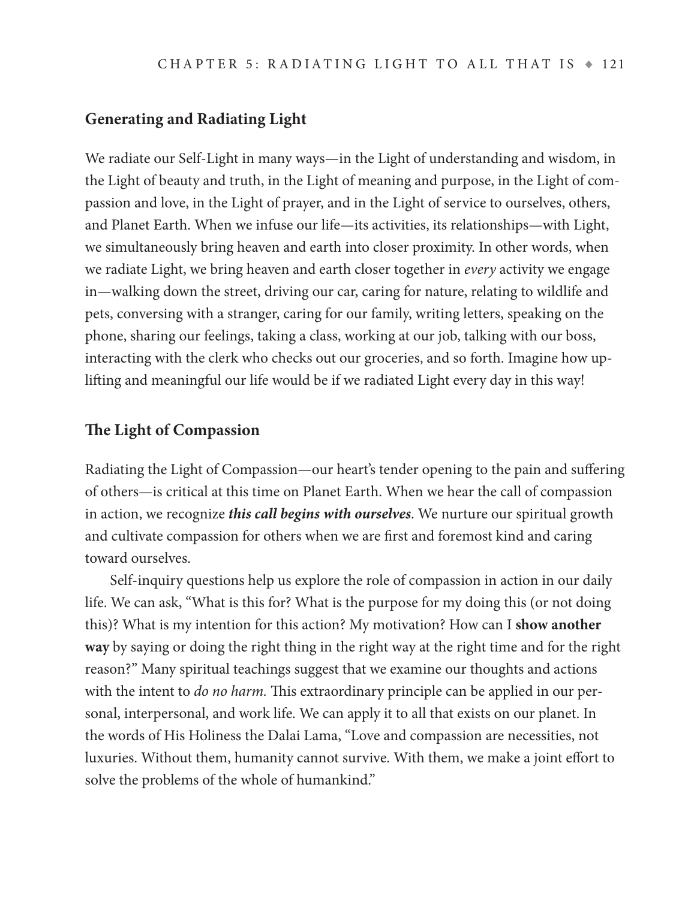## Generating and Radiating Light

We radiate our Self-Light in many ways—in the Light of understanding and wisdom, in the Light of beauty and truth, in the Light of meaning and purpose, in the Light of compassion and love, in the Light of prayer, and in the Light of service to ourselves, others, and Planet Earth. When we infuse our life—its activities, its relationships—with Light, we simultaneously bring heaven and earth into closer proximity. In other words, when we radiate Light, we bring heaven and earth closer together in *every* activity we engage in—walking down the street, driving our car, caring for nature, relating to wildlife and pets, conversing with a stranger, caring for our family, writing letters, speaking on the phone, sharing our feelings, taking a class, working at our job, talking with our boss, interacting with the clerk who checks out our groceries, and so forth. Imagine how uplifting and meaningful our life would be if we radiated Light every day in this way!

## The Light of Compassion

Radiating the Light of Compassion—our heart's tender opening to the pain and suffering of others—is critical at this time on Planet Earth. When we hear the call of compassion in action, we recognize ***this call begins with ourselves***. We nurture our spiritual growth and cultivate compassion for others when we are first and foremost kind and caring toward ourselves.

Self-inquiry questions help us explore the role of compassion in action in our daily life. We can ask, "What is this for? What is the purpose for my doing this (or not doing this)? What is my intention for this action? My motivation? How can I **show another way** by saying or doing the right thing in the right way at the right time and for the right reason?" Many spiritual teachings suggest that we examine our thoughts and actions with the intent to *do no harm.* This extraordinary principle can be applied in our personal, interpersonal, and work life. We can apply it to all that exists on our planet. In the words of His Holiness the Dalai Lama, "Love and compassion are necessities, not luxuries. Without them, humanity cannot survive. With them, we make a joint effort to solve the problems of the whole of humankind."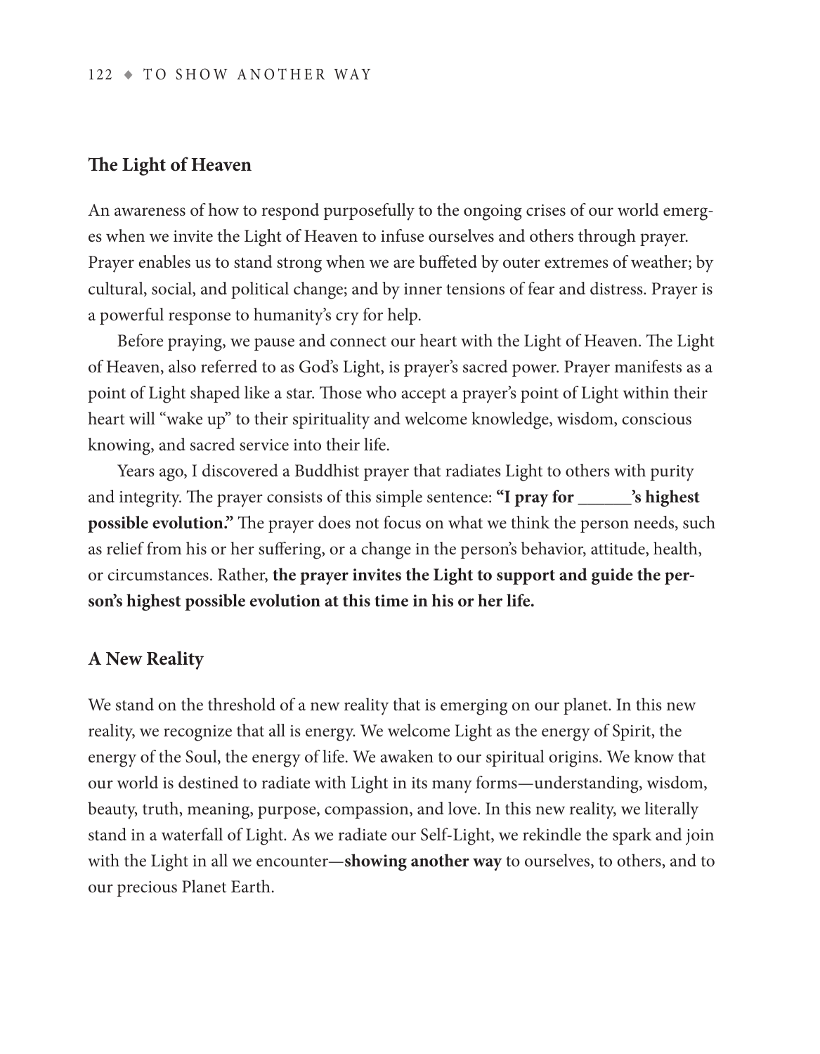## The Light of Heaven

An awareness of how to respond purposefully to the ongoing crises of our world emerges when we invite the Light of Heaven to infuse ourselves and others through prayer. Prayer enables us to stand strong when we are buffeted by outer extremes of weather; by cultural, social, and political change; and by inner tensions of fear and distress. Prayer is a powerful response to humanity's cry for help.

Before praying, we pause and connect our heart with the Light of Heaven. The Light of Heaven, also referred to as God's Light, is prayer's sacred power. Prayer manifests as a point of Light shaped like a star. Those who accept a prayer's point of Light within their heart will "wake up" to their spirituality and welcome knowledge, wisdom, conscious knowing, and sacred service into their life.

Years ago, I discovered a Buddhist prayer that radiates Light to others with purity and integrity. The prayer consists of this simple sentence: **"I pray for ______'s highest possible evolution."** The prayer does not focus on what we think the person needs, such as relief from his or her suffering, or a change in the person's behavior, attitude, health, or circumstances. Rather, **the prayer invites the Light to support and guide the person's highest possible evolution at this time in his or her life.**

## A New Reality

We stand on the threshold of a new reality that is emerging on our planet. In this new reality, we recognize that all is energy. We welcome Light as the energy of Spirit, the energy of the Soul, the energy of life. We awaken to our spiritual origins. We know that our world is destined to radiate with Light in its many forms—understanding, wisdom, beauty, truth, meaning, purpose, compassion, and love. In this new reality, we literally stand in a waterfall of Light. As we radiate our Self-Light, we rekindle the spark and join with the Light in all we encounter—**showing another way** to ourselves, to others, and to our precious Planet Earth.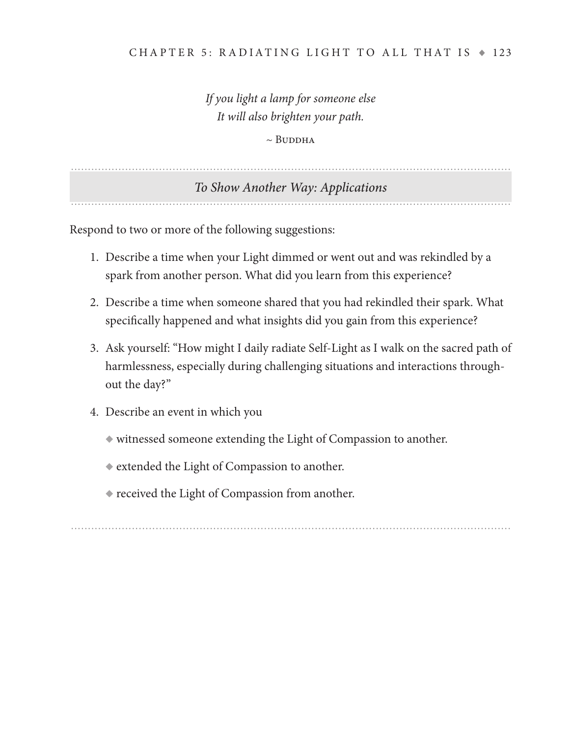*If you light a lamp for someone else*
*It will also brighten your path.*

~ Buddha

## *To Show Another Way: Applications*

Respond to two or more of the following suggestions:

1. Describe a time when your Light dimmed or went out and was rekindled by a spark from another person. What did you learn from this experience?
2. Describe a time when someone shared that you had rekindled their spark. What specifically happened and what insights did you gain from this experience?
3. Ask yourself: "How might I daily radiate Self-Light as I walk on the sacred path of harmlessness, especially during challenging situations and interactions throughout the day?"
4. Describe an event in which you
   - witnessed someone extending the Light of Compassion to another.
   - extended the Light of Compassion to another.
   - received the Light of Compassion from another.